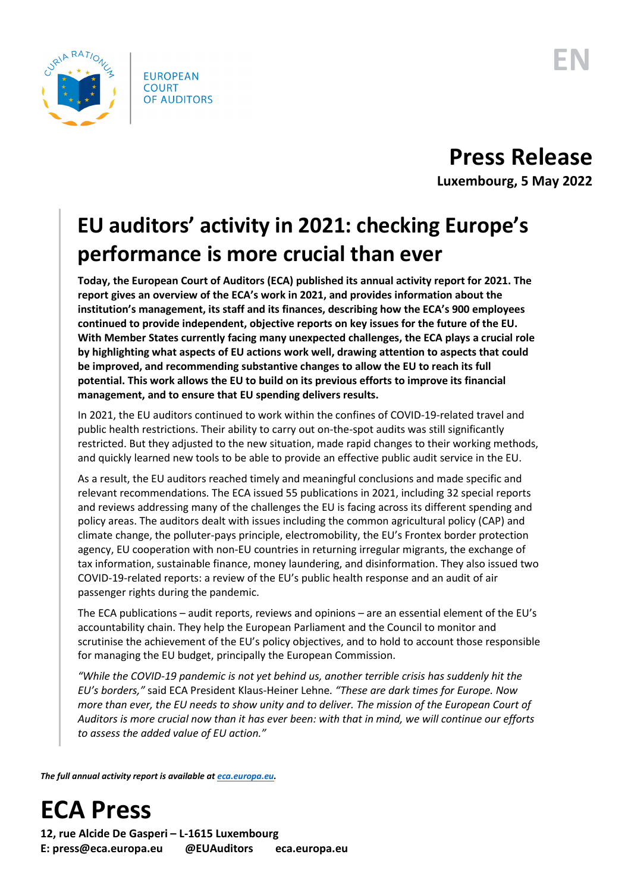EUROPEAN COURT OF AUDITORS

EN

# Press Release

**Luxembourg, 5 May 2022**

## EU auditors' activity in 2021: checking Europe's performance is more crucial than ever

**Today, the European Court of Auditors (ECA) published its annual activity report for 2021. The report gives an overview of the ECA's work in 2021, and provides information about the institution's management, its staff and its finances, describing how the ECA's 900 employees continued to provide independent, objective reports on key issues for the future of the EU. With Member States currently facing many unexpected challenges, the ECA plays a crucial role by highlighting what aspects of EU actions work well, drawing attention to aspects that could be improved, and recommending substantive changes to allow the EU to reach its full potential. This work allows the EU to build on its previous efforts to improve its financial management, and to ensure that EU spending delivers results.**

In 2021, the EU auditors continued to work within the confines of COVID-19-related travel and public health restrictions. Their ability to carry out on-the-spot audits was still significantly restricted. But they adjusted to the new situation, made rapid changes to their working methods, and quickly learned new tools to be able to provide an effective public audit service in the EU.

As a result, the EU auditors reached timely and meaningful conclusions and made specific and relevant recommendations. The ECA issued 55 publications in 2021, including 32 special reports and reviews addressing many of the challenges the EU is facing across its different spending and policy areas. The auditors dealt with issues including the common agricultural policy (CAP) and climate change, the polluter-pays principle, electromobility, the EU's Frontex border protection agency, EU cooperation with non-EU countries in returning irregular migrants, the exchange of tax information, sustainable finance, money laundering, and disinformation. They also issued two COVID-19-related reports: a review of the EU's public health response and an audit of air passenger rights during the pandemic.

The ECA publications – audit reports, reviews and opinions – are an essential element of the EU's accountability chain. They help the European Parliament and the Council to monitor and scrutinise the achievement of the EU's policy objectives, and to hold to account those responsible for managing the EU budget, principally the European Commission.

*"While the COVID-19 pandemic is not yet behind us, another terrible crisis has suddenly hit the EU's borders,"* said ECA President Klaus-Heiner Lehne. *"These are dark times for Europe. Now more than ever, the EU needs to show unity and to deliver. The mission of the European Court of Auditors is more crucial now than it has ever been: with that in mind, we will continue our efforts to assess the added value of EU action."*

***The full annual activity report is available at [eca.europa.eu](eca.europa.eu).***

# ECA Press

**12, rue Alcide De Gasperi – L-1615 Luxembourg**
**E: press@eca.europa.eu @EUAuditors eca.europa.eu**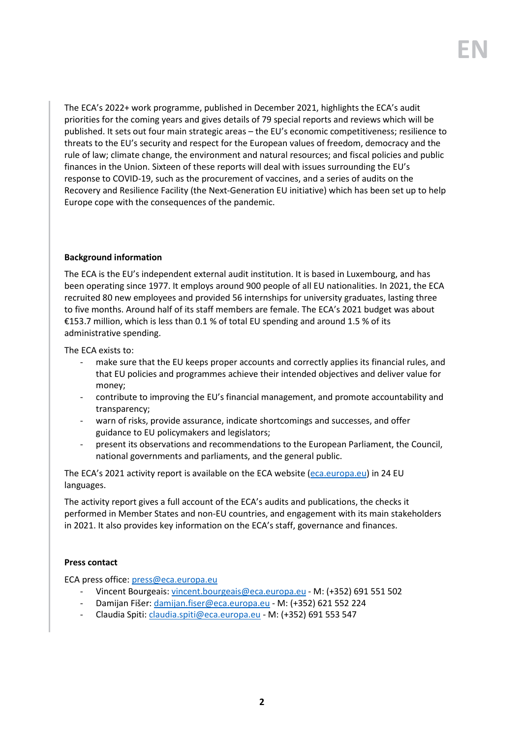The ECA's 2022+ work programme, published in December 2021, highlights the ECA's audit priorities for the coming years and gives details of 79 special reports and reviews which will be published. It sets out four main strategic areas – the EU's economic competitiveness; resilience to threats to the EU's security and respect for the European values of freedom, democracy and the rule of law; climate change, the environment and natural resources; and fiscal policies and public finances in the Union. Sixteen of these reports will deal with issues surrounding the EU's response to COVID-19, such as the procurement of vaccines, and a series of audits on the Recovery and Resilience Facility (the Next-Generation EU initiative) which has been set up to help Europe cope with the consequences of the pandemic.

**Background information**

The ECA is the EU's independent external audit institution. It is based in Luxembourg, and has been operating since 1977. It employs around 900 people of all EU nationalities. In 2021, the ECA recruited 80 new employees and provided 56 internships for university graduates, lasting three to five months. Around half of its staff members are female. The ECA's 2021 budget was about €153.7 million, which is less than 0.1 % of total EU spending and around 1.5 % of its administrative spending.

The ECA exists to:

- make sure that the EU keeps proper accounts and correctly applies its financial rules, and that EU policies and programmes achieve their intended objectives and deliver value for money;
- contribute to improving the EU's financial management, and promote accountability and transparency;
- warn of risks, provide assurance, indicate shortcomings and successes, and offer guidance to EU policymakers and legislators;
- present its observations and recommendations to the European Parliament, the Council, national governments and parliaments, and the general public.

The ECA's 2021 activity report is available on the ECA website ([eca.europa.eu](eca.europa.eu)) in 24 EU languages.

The activity report gives a full account of the ECA's audits and publications, the checks it performed in Member States and non-EU countries, and engagement with its main stakeholders in 2021. It also provides key information on the ECA's staff, governance and finances.

**Press contact**

ECA press office: press@eca.europa.eu

- Vincent Bourgeais: vincent.bourgeais@eca.europa.eu - M: (+352) 691 551 502
- Damijan Fišer: damijan.fiser@eca.europa.eu - M: (+352) 621 552 224
- Claudia Spiti: claudia.spiti@eca.europa.eu - M: (+352) 691 553 547